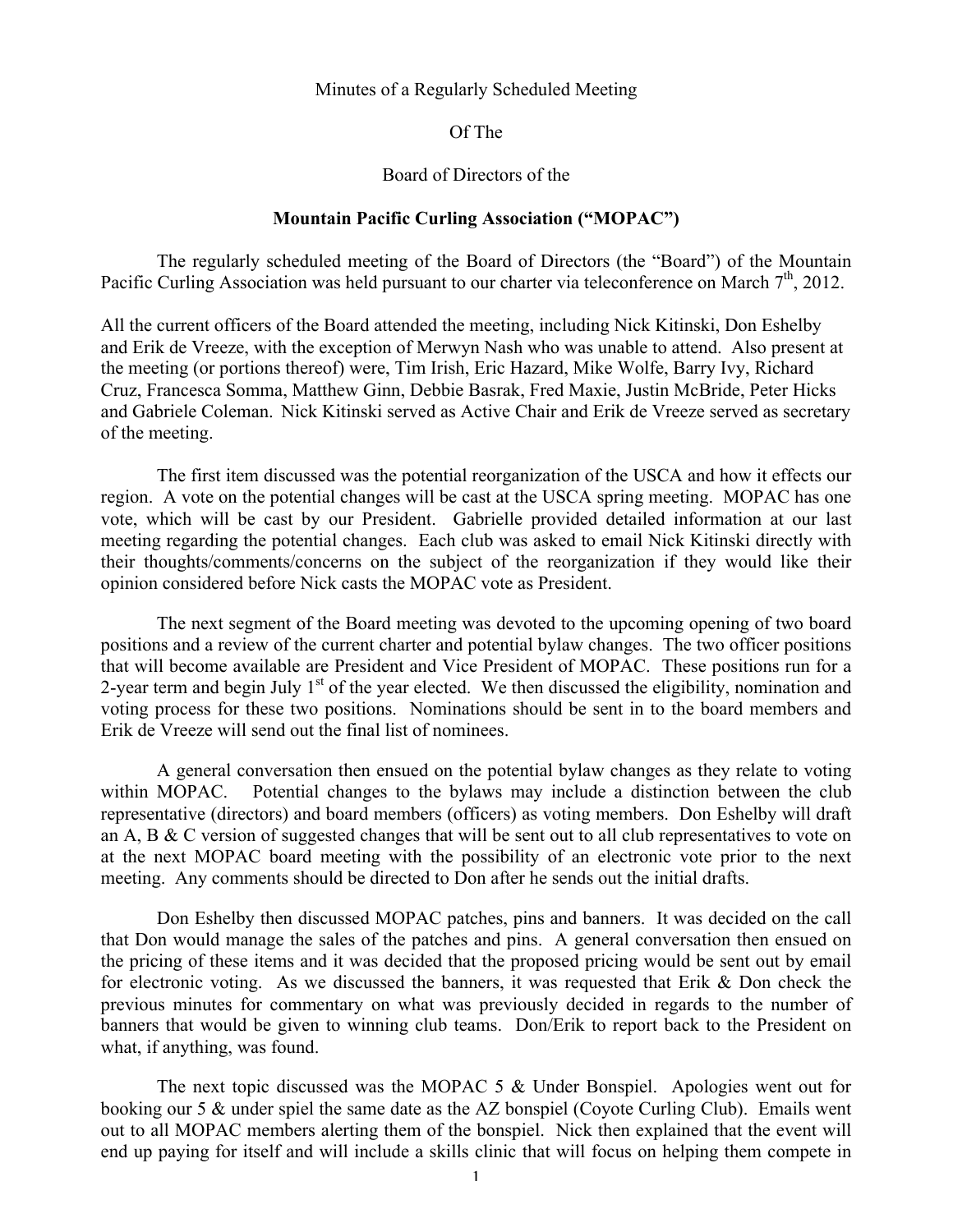Minutes of a Regularly Scheduled Meeting

Of The

Board of Directors of the

**Mountain Pacific Curling Association ("MOPAC")**

The regularly scheduled meeting of the Board of Directors (the "Board") of the Mountain Pacific Curling Association was held pursuant to our charter via teleconference on March 7th, 2012.

All the current officers of the Board attended the meeting, including Nick Kitinski, Don Eshelby and Erik de Vreeze, with the exception of Merwyn Nash who was unable to attend. Also present at the meeting (or portions thereof) were, Tim Irish, Eric Hazard, Mike Wolfe, Barry Ivy, Richard Cruz, Francesca Somma, Matthew Ginn, Debbie Basrak, Fred Maxie, Justin McBride, Peter Hicks and Gabriele Coleman. Nick Kitinski served as Active Chair and Erik de Vreeze served as secretary of the meeting.

The first item discussed was the potential reorganization of the USCA and how it effects our region. A vote on the potential changes will be cast at the USCA spring meeting. MOPAC has one vote, which will be cast by our President. Gabrielle provided detailed information at our last meeting regarding the potential changes. Each club was asked to email Nick Kitinski directly with their thoughts/comments/concerns on the subject of the reorganization if they would like their opinion considered before Nick casts the MOPAC vote as President.

The next segment of the Board meeting was devoted to the upcoming opening of two board positions and a review of the current charter and potential bylaw changes. The two officer positions that will become available are President and Vice President of MOPAC. These positions run for a 2-year term and begin July 1st of the year elected. We then discussed the eligibility, nomination and voting process for these two positions. Nominations should be sent in to the board members and Erik de Vreeze will send out the final list of nominees.

A general conversation then ensued on the potential bylaw changes as they relate to voting within MOPAC. Potential changes to the bylaws may include a distinction between the club representative (directors) and board members (officers) as voting members. Don Eshelby will draft an A, B & C version of suggested changes that will be sent out to all club representatives to vote on at the next MOPAC board meeting with the possibility of an electronic vote prior to the next meeting. Any comments should be directed to Don after he sends out the initial drafts.

Don Eshelby then discussed MOPAC patches, pins and banners. It was decided on the call that Don would manage the sales of the patches and pins. A general conversation then ensued on the pricing of these items and it was decided that the proposed pricing would be sent out by email for electronic voting. As we discussed the banners, it was requested that Erik & Don check the previous minutes for commentary on what was previously decided in regards to the number of banners that would be given to winning club teams. Don/Erik to report back to the President on what, if anything, was found.

The next topic discussed was the MOPAC 5 & Under Bonspiel. Apologies went out for booking our 5 & under spiel the same date as the AZ bonspiel (Coyote Curling Club). Emails went out to all MOPAC members alerting them of the bonspiel. Nick then explained that the event will end up paying for itself and will include a skills clinic that will focus on helping them compete in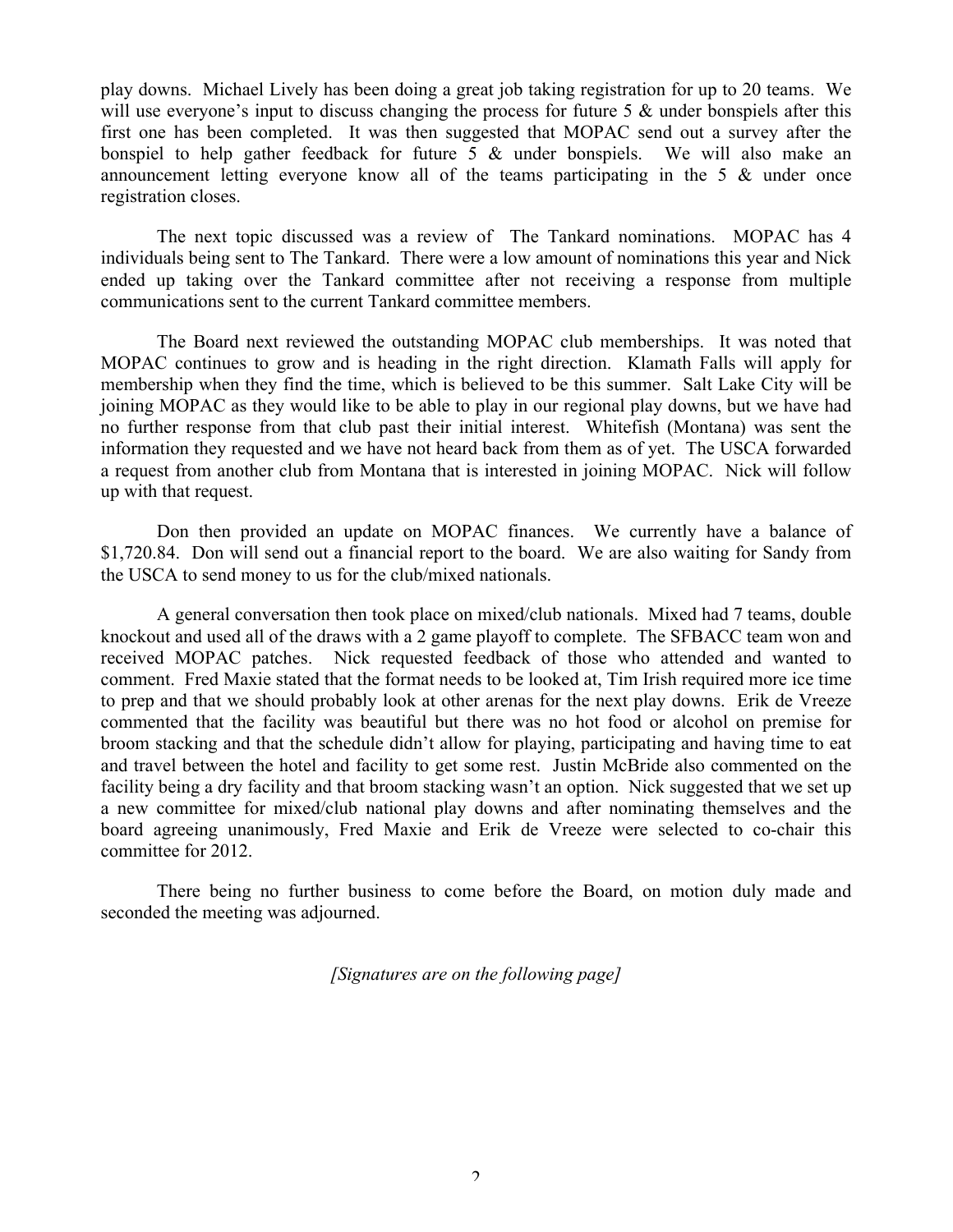play downs. Michael Lively has been doing a great job taking registration for up to 20 teams. We will use everyone's input to discuss changing the process for future 5 & under bonspiels after this first one has been completed. It was then suggested that MOPAC send out a survey after the bonspiel to help gather feedback for future 5 & under bonspiels. We will also make an announcement letting everyone know all of the teams participating in the 5 & under once registration closes.

The next topic discussed was a review of The Tankard nominations. MOPAC has 4 individuals being sent to The Tankard. There were a low amount of nominations this year and Nick ended up taking over the Tankard committee after not receiving a response from multiple communications sent to the current Tankard committee members.

The Board next reviewed the outstanding MOPAC club memberships. It was noted that MOPAC continues to grow and is heading in the right direction. Klamath Falls will apply for membership when they find the time, which is believed to be this summer. Salt Lake City will be joining MOPAC as they would like to be able to play in our regional play downs, but we have had no further response from that club past their initial interest. Whitefish (Montana) was sent the information they requested and we have not heard back from them as of yet. The USCA forwarded a request from another club from Montana that is interested in joining MOPAC. Nick will follow up with that request.

Don then provided an update on MOPAC finances. We currently have a balance of $1,720.84. Don will send out a financial report to the board. We are also waiting for Sandy from the USCA to send money to us for the club/mixed nationals.

A general conversation then took place on mixed/club nationals. Mixed had 7 teams, double knockout and used all of the draws with a 2 game playoff to complete. The SFBACC team won and received MOPAC patches. Nick requested feedback of those who attended and wanted to comment. Fred Maxie stated that the format needs to be looked at, Tim Irish required more ice time to prep and that we should probably look at other arenas for the next play downs. Erik de Vreeze commented that the facility was beautiful but there was no hot food or alcohol on premise for broom stacking and that the schedule didn't allow for playing, participating and having time to eat and travel between the hotel and facility to get some rest. Justin McBride also commented on the facility being a dry facility and that broom stacking wasn't an option. Nick suggested that we set up a new committee for mixed/club national play downs and after nominating themselves and the board agreeing unanimously, Fred Maxie and Erik de Vreeze were selected to co-chair this committee for 2012.

There being no further business to come before the Board, on motion duly made and seconded the meeting was adjourned.

*[Signatures are on the following page]*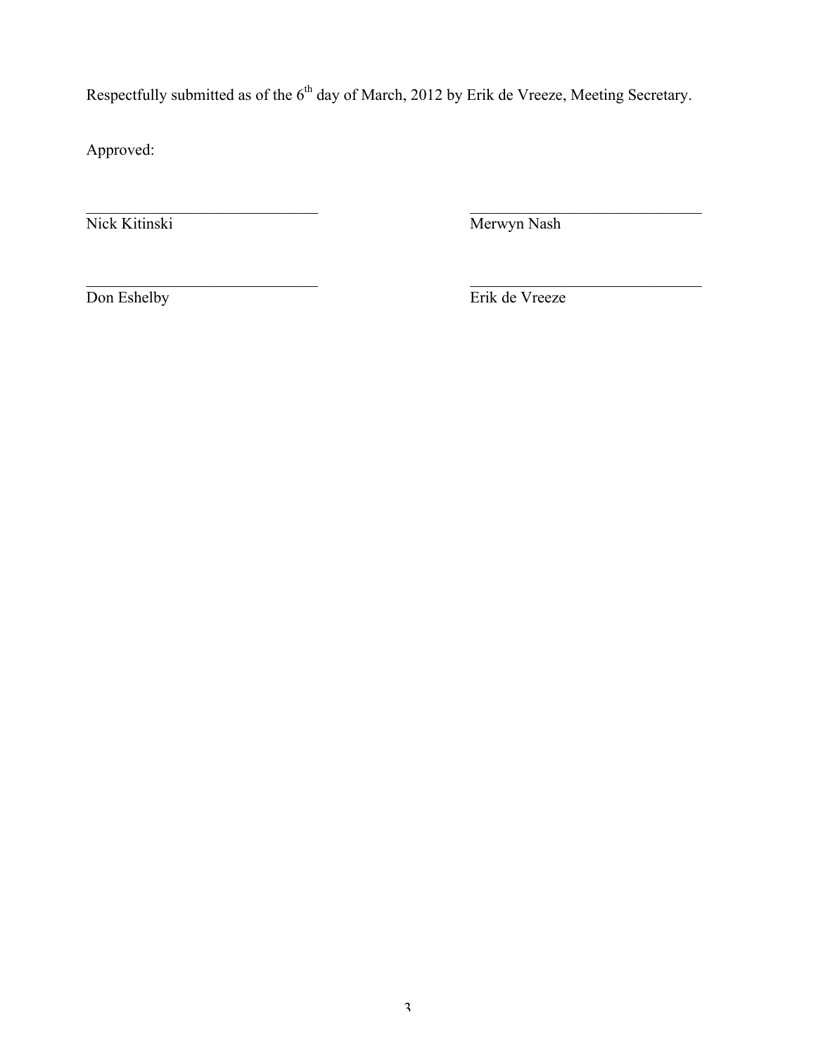Respectfully submitted as of the 6th day of March, 2012 by Erik de Vreeze, Meeting Secretary.

Approved:

\_\_\_\_\_\_\_\_\_\_\_\_\_\_\_\_\_\_\_\_\_\_\_\_\_\_\_\_\_\_
Nick Kitinski

\_\_\_\_\_\_\_\_\_\_\_\_\_\_\_\_\_\_\_\_\_\_\_\_\_\_\_\_\_\_
Merwyn Nash

\_\_\_\_\_\_\_\_\_\_\_\_\_\_\_\_\_\_\_\_\_\_\_\_\_\_\_\_\_\_
Don Eshelby

\_\_\_\_\_\_\_\_\_\_\_\_\_\_\_\_\_\_\_\_\_\_\_\_\_\_\_\_\_\_
Erik de Vreeze